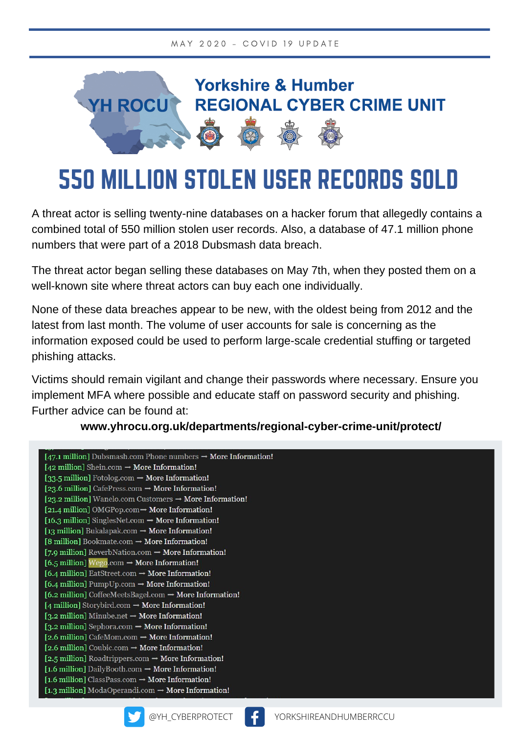MAY 2020 - COVID 19 UPDATE

YH ROCU

**Yorkshire & Humber**
**REGIONAL CYBER CRIME UNIT**

# 550 MILLION STOLEN USER RECORDS SOLD

A threat actor is selling twenty-nine databases on a hacker forum that allegedly contains a combined total of 550 million stolen user records. Also, a database of 47.1 million phone numbers that were part of a 2018 Dubsmash data breach.

The threat actor began selling these databases on May 7th, when they posted them on a well-known site where threat actors can buy each one individually.

None of these data breaches appear to be new, with the oldest being from 2012 and the latest from last month. The volume of user accounts for sale is concerning as the information exposed could be used to perform large-scale credential stuffing or targeted phishing attacks.

Victims should remain vigilant and change their passwords where necessary. Ensure you implement MFA where possible and educate staff on password security and phishing. Further advice can be found at:

**www.yhrocu.org.uk/departments/regional-cyber-crime-unit/protect/**

```
[47.1 million] Dubsmash.com Phone numbers → More Information!
[42 million] Shein.com → More Information!
[33.5 million] Fotolog.com → More Information!
[23.6 million] CafePress.com → More Information!
[23.2 million] Wanelo.com Customers → More Information!
[21.4 million] OMGPop.com→ More Information!
[16.3 million] SinglesNet.com → More Information!
[13 million] Bukalapak.com → More Information!
[8 million] Bookmate.com → More Information!
[7.9 million] ReverbNation.com → More Information!
[6.5 million] Wego.com → More Information!
[6.4 million] EatStreet.com → More Information!
[6.4 million] PumpUp.com → More Information!
[6.2 million] CoffeeMeetsBagel.com → More Information!
[4 million] Storybird.com → More Information!
[3.2 million] Minube.net → More Information!
[3.2 million] Sephora.com → More Information!
[2.6 million] CafeMom.com → More Information!
[2.6 million] Coubic.com → More Information!
[2.5 million] Roadtrippers.com → More Information!
[1.6 million] DailyBooth.com → More Information!
[1.6 million] ClassPass.com → More Information!
[1.3 million] ModaOperandi.com → More Information!
```

@YH_CYBERPROTECT YORKSHIREANDHUMBERRCCU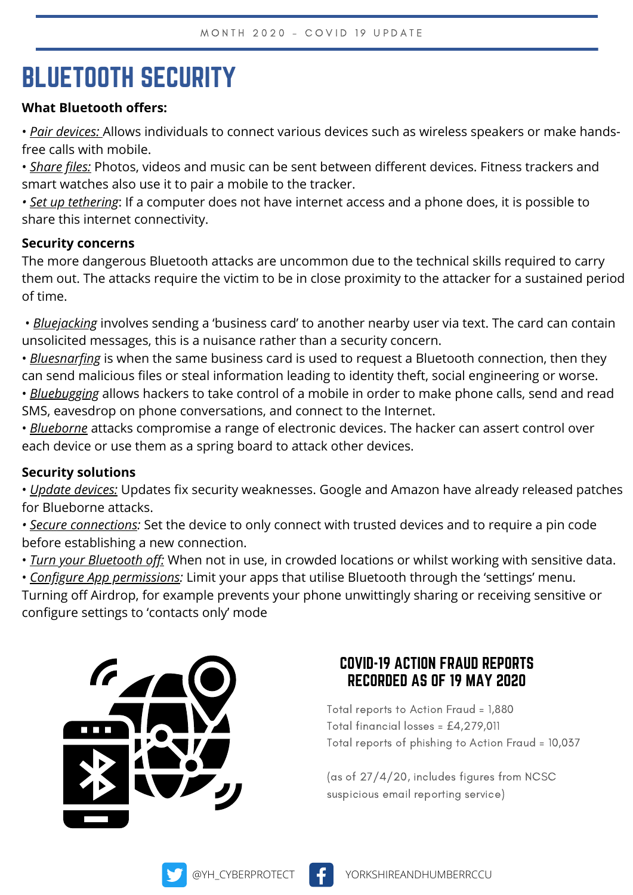# BLUETOOTH SECURITY

**What Bluetooth offers:**

- *Pair devices:* Allows individuals to connect various devices such as wireless speakers or make hands-free calls with mobile.
- *Share files:* Photos, videos and music can be sent between different devices. Fitness trackers and smart watches also use it to pair a mobile to the tracker.
- *Set up tethering*: If a computer does not have internet access and a phone does, it is possible to share this internet connectivity.

**Security concerns**

The more dangerous Bluetooth attacks are uncommon due to the technical skills required to carry them out. The attacks require the victim to be in close proximity to the attacker for a sustained period of time.

- *Bluejacking* involves sending a 'business card' to another nearby user via text. The card can contain unsolicited messages, this is a nuisance rather than a security concern.
- *Bluesnarfing* is when the same business card is used to request a Bluetooth connection, then they can send malicious files or steal information leading to identity theft, social engineering or worse.
- *Bluebugging* allows hackers to take control of a mobile in order to make phone calls, send and read SMS, eavesdrop on phone conversations, and connect to the Internet.
- *Blueborne* attacks compromise a range of electronic devices. The hacker can assert control over each device or use them as a spring board to attack other devices.

**Security solutions**

- *Update devices:* Updates fix security weaknesses. Google and Amazon have already released patches for Blueborne attacks.
- *Secure connections:* Set the device to only connect with trusted devices and to require a pin code before establishing a new connection.
- *Turn your Bluetooth off:* When not in use, in crowded locations or whilst working with sensitive data.
- *Configure App permissions:* Limit your apps that utilise Bluetooth through the 'settings' menu.

Turning off Airdrop, for example prevents your phone unwittingly sharing or receiving sensitive or configure settings to 'contacts only' mode

## COVID-19 ACTION FRAUD REPORTS RECORDED AS OF 19 MAY 2020

Total reports to Action Fraud = 1,880

Total financial losses = £4,279,011

Total reports of phishing to Action Fraud = 10,037

(as of 27/4/20, includes figures from NCSC suspicious email reporting service)

@YH_CYBERPROTECT YORKSHIREANDHUMBERRCCU